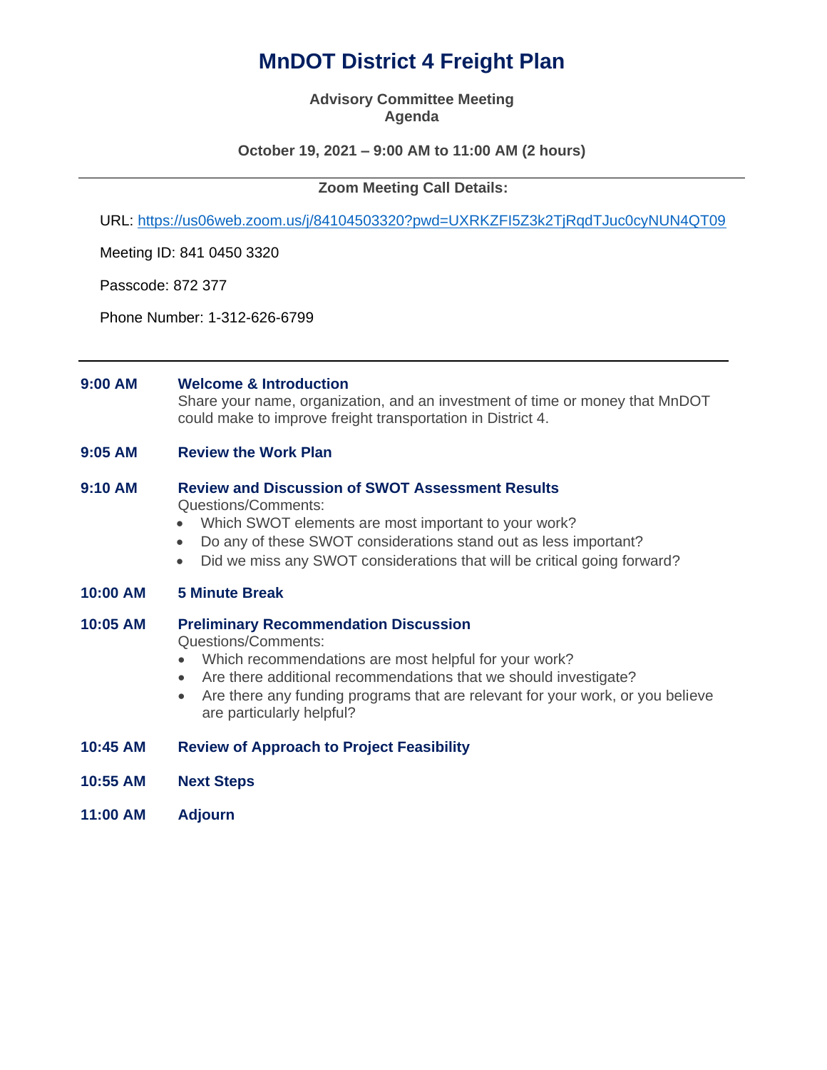# MnDOT District 4 Freight Plan

**Advisory Committee Meeting**
**Agenda**

**October 19, 2021 – 9:00 AM to 11:00 AM (2 hours)**

---

**Zoom Meeting Call Details:**

URL: https://us06web.zoom.us/j/84104503320?pwd=UXRKZFI5Z3k2TjRqdTJuc0cyNUN4QT09

Meeting ID: 841 0450 3320

Passcode: 872 377

Phone Number: 1-312-626-6799

---

**9:00 AM** **Welcome & Introduction**
Share your name, organization, and an investment of time or money that MnDOT could make to improve freight transportation in District 4.

**9:05 AM** **Review the Work Plan**

**9:10 AM** **Review and Discussion of SWOT Assessment Results**
Questions/Comments:
- Which SWOT elements are most important to your work?
- Do any of these SWOT considerations stand out as less important?
- Did we miss any SWOT considerations that will be critical going forward?

**10:00 AM** **5 Minute Break**

**10:05 AM** **Preliminary Recommendation Discussion**
Questions/Comments:
- Which recommendations are most helpful for your work?
- Are there additional recommendations that we should investigate?
- Are there any funding programs that are relevant for your work, or you believe are particularly helpful?

**10:45 AM** **Review of Approach to Project Feasibility**

**10:55 AM** **Next Steps**

**11:00 AM** **Adjourn**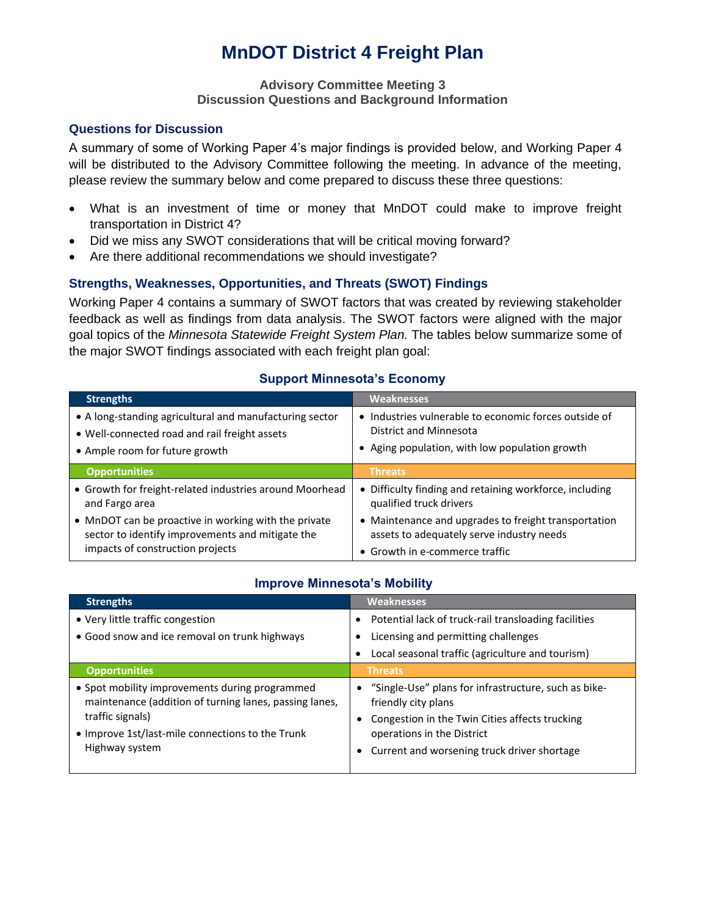# MnDOT District 4 Freight Plan

### Advisory Committee Meeting 3
### Discussion Questions and Background Information

## Questions for Discussion

A summary of some of Working Paper 4's major findings is provided below, and Working Paper 4 will be distributed to the Advisory Committee following the meeting. In advance of the meeting, please review the summary below and come prepared to discuss these three questions:

- What is an investment of time or money that MnDOT could make to improve freight transportation in District 4?
- Did we miss any SWOT considerations that will be critical moving forward?
- Are there additional recommendations we should investigate?

## Strengths, Weaknesses, Opportunities, and Threats (SWOT) Findings

Working Paper 4 contains a summary of SWOT factors that was created by reviewing stakeholder feedback as well as findings from data analysis. The SWOT factors were aligned with the major goal topics of the *Minnesota Statewide Freight System Plan.* The tables below summarize some of the major SWOT findings associated with each freight plan goal:

### Support Minnesota's Economy

| Strengths | Weaknesses |
|---|---|
| • A long-standing agricultural and manufacturing sector<br>• Well-connected road and rail freight assets<br>• Ample room for future growth | • Industries vulnerable to economic forces outside of District and Minnesota<br>• Aging population, with low population growth |
| **Opportunities** | **Threats** |
| • Growth for freight-related industries around Moorhead and Fargo area<br>• MnDOT can be proactive in working with the private sector to identify improvements and mitigate the impacts of construction projects | • Difficulty finding and retaining workforce, including qualified truck drivers<br>• Maintenance and upgrades to freight transportation assets to adequately serve industry needs<br>• Growth in e-commerce traffic |

### Improve Minnesota's Mobility

| Strengths | Weaknesses |
|---|---|
| • Very little traffic congestion<br>• Good snow and ice removal on trunk highways | • Potential lack of truck-rail transloading facilities<br>• Licensing and permitting challenges<br>• Local seasonal traffic (agriculture and tourism) |
| **Opportunities** | **Threats** |
| • Spot mobility improvements during programmed maintenance (addition of turning lanes, passing lanes, traffic signals)<br>• Improve 1st/last-mile connections to the Trunk Highway system | • "Single-Use" plans for infrastructure, such as bike-friendly city plans<br>• Congestion in the Twin Cities affects trucking operations in the District<br>• Current and worsening truck driver shortage |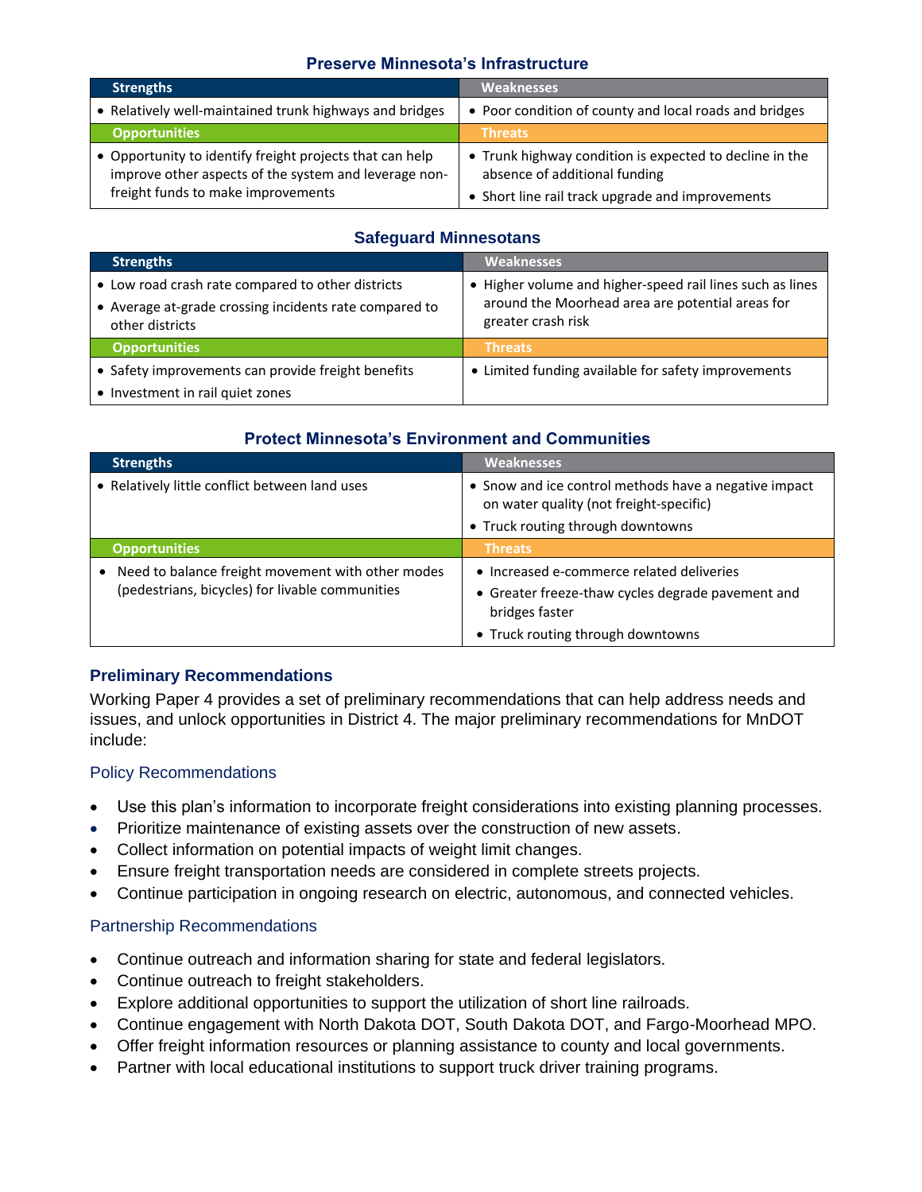### Preserve Minnesota's Infrastructure

| Strengths | Weaknesses |
|---|---|
| • Relatively well-maintained trunk highways and bridges | • Poor condition of county and local roads and bridges |
| **Opportunities** | **Threats** |
| • Opportunity to identify freight projects that can help improve other aspects of the system and leverage non-freight funds to make improvements | • Trunk highway condition is expected to decline in the absence of additional funding<br>• Short line rail track upgrade and improvements |

### Safeguard Minnesotans

| Strengths | Weaknesses |
|---|---|
| • Low road crash rate compared to other districts<br>• Average at-grade crossing incidents rate compared to other districts | • Higher volume and higher-speed rail lines such as lines around the Moorhead area are potential areas for greater crash risk |
| **Opportunities** | **Threats** |
| • Safety improvements can provide freight benefits<br>• Investment in rail quiet zones | • Limited funding available for safety improvements |

### Protect Minnesota's Environment and Communities

| Strengths | Weaknesses |
|---|---|
| • Relatively little conflict between land uses | • Snow and ice control methods have a negative impact on water quality (not freight-specific)<br>• Truck routing through downtowns |
| **Opportunities** | **Threats** |
| • Need to balance freight movement with other modes (pedestrians, bicycles) for livable communities | • Increased e-commerce related deliveries<br>• Greater freeze-thaw cycles degrade pavement and bridges faster<br>• Truck routing through downtowns |

## Preliminary Recommendations

Working Paper 4 provides a set of preliminary recommendations that can help address needs and issues, and unlock opportunities in District 4. The major preliminary recommendations for MnDOT include:

### Policy Recommendations

- Use this plan's information to incorporate freight considerations into existing planning processes.
- Prioritize maintenance of existing assets over the construction of new assets.
- Collect information on potential impacts of weight limit changes.
- Ensure freight transportation needs are considered in complete streets projects.
- Continue participation in ongoing research on electric, autonomous, and connected vehicles.

### Partnership Recommendations

- Continue outreach and information sharing for state and federal legislators.
- Continue outreach to freight stakeholders.
- Explore additional opportunities to support the utilization of short line railroads.
- Continue engagement with North Dakota DOT, South Dakota DOT, and Fargo-Moorhead MPO.
- Offer freight information resources or planning assistance to county and local governments.
- Partner with local educational institutions to support truck driver training programs.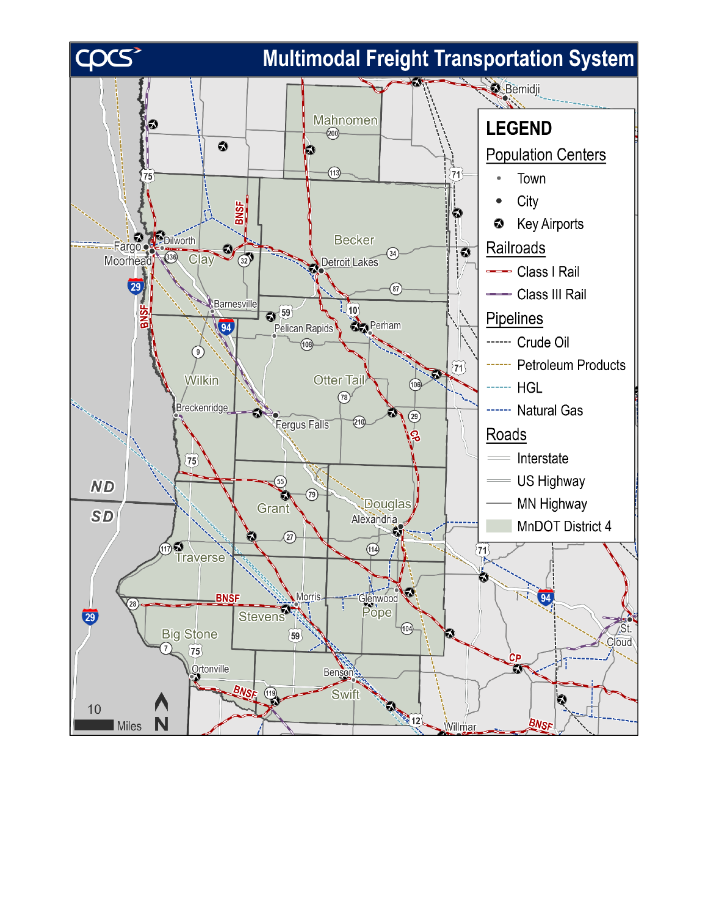# Multimodal Freight Transportation System

**LEGEND**

Population Centers
- Town
- City
- Key Airports

Railroads
- Class I Rail
- Class III Rail

Pipelines
- Crude Oil
- Petroleum Products
- HGL
- Natural Gas

Roads
- Interstate
- US Highway
- MN Highway
- MnDOT District 4

Bemidji
Mahnomen
Becker
Detroit Lakes
Fargo
Moorhead
Dilworth
Clay
Barnesville
Pelican Rapids
Perham
Otter Tail
Wilkin
Breckenridge
Fergus Falls
Grant
Douglas
Alexandria
Traverse
Morris
Glenwood
Pope
Stevens
Big Stone
Ortonville
Benson
Swift
Willmar
St. Cloud
ND
SD
BNSF
CP

10 Miles

N